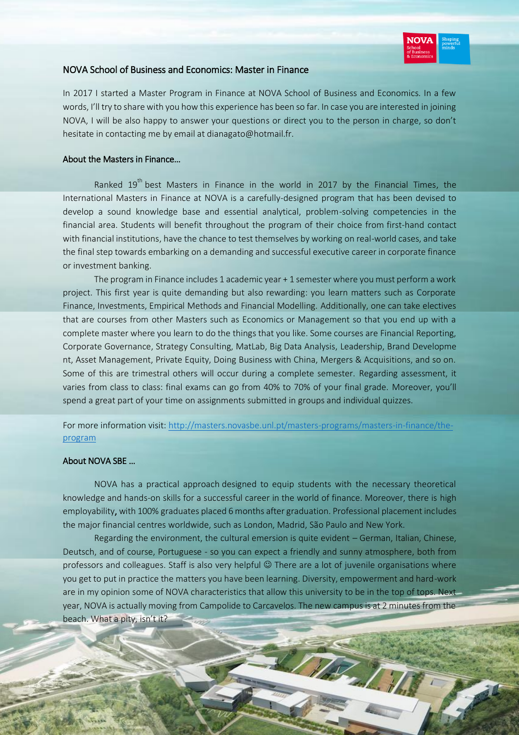## NOVA School of Business and Economics: Master in Finance

In 2017 I started a Master Program in Finance at NOVA School of Business and Economics. In a few words, I'll try to share with you how this experience has been so far. In case you are interested in joining NOVA, I will be also happy to answer your questions or direct you to the person in charge, so don't hesitate in contacting me by email at dianagato@hotmail.fr.

### About the Masters in Finance…

Ranked 19th best Masters in Finance in the world in 2017 by the Financial Times, the International Masters in Finance at NOVA is a carefully-designed program that has been devised to develop a sound knowledge base and essential analytical, problem-solving competencies in the financial area. Students will benefit throughout the program of their choice from first-hand contact with financial institutions, have the chance to test themselves by working on real-world cases, and take the final step towards embarking on a demanding and successful executive career in corporate finance or investment banking.

The program in Finance includes 1 academic year + 1 semester where you must perform a work project. This first year is quite demanding but also rewarding: you learn matters such as Corporate Finance, Investments, Empirical Methods and Financial Modelling. Additionally, one can take electives that are courses from other Masters such as Economics or Management so that you end up with a complete master where you learn to do the things that you like. Some courses are Financial Reporting, Corporate Governance, Strategy Consulting, MatLab, Big Data Analysis, Leadership, Brand Developme nt, Asset Management, Private Equity, Doing Business with China, Mergers & Acquisitions, and so on. Some of this are trimestral others will occur during a complete semester. Regarding assessment, it varies from class to class: final exams can go from 40% to 70% of your final grade. Moreover, you'll spend a great part of your time on assignments submitted in groups and individual quizzes.

For more information visit: [http://masters.novasbe.unl.pt/masters-programs/masters-in-finance/the-program](http://masters.novasbe.unl.pt/masters-programs/masters-in-finance/the-program)

### About NOVA SBE …

NOVA has a practical approach designed to equip students with the necessary theoretical knowledge and hands-on skills for a successful career in the world of finance. Moreover, there is high employability, with 100% graduates placed 6 months after graduation. Professional placement includes the major financial centres worldwide, such as London, Madrid, São Paulo and New York.

Regarding the environment, the cultural emersion is quite evident – German, Italian, Chinese, Deutsch, and of course, Portuguese - so you can expect a friendly and sunny atmosphere, both from professors and colleagues. Staff is also very helpful ☺ There are a lot of juvenile organisations where you get to put in practice the matters you have been learning. Diversity, empowerment and hard-work are in my opinion some of NOVA characteristics that allow this university to be in the top of tops. Next year, NOVA is actually moving from Campolide to Carcavelos. The new campus is at 2 minutes from the beach. What a pity, isn't it?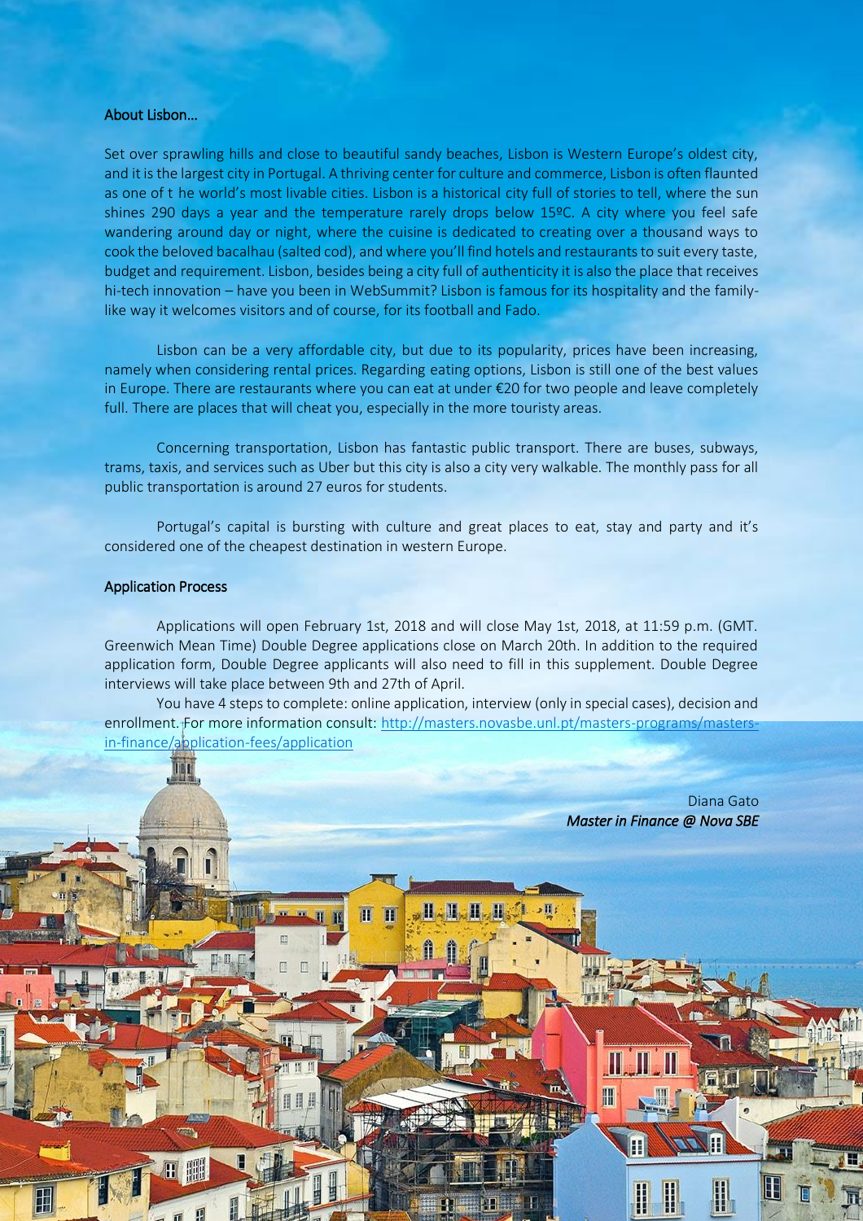### About Lisbon…

Set over sprawling hills and close to beautiful sandy beaches, Lisbon is Western Europe's oldest city, and it is the largest city in Portugal. A thriving center for culture and commerce, Lisbon is often flaunted as one of t he world's most livable cities. Lisbon is a historical city full of stories to tell, where the sun shines 290 days a year and the temperature rarely drops below 15ºC. A city where you feel safe wandering around day or night, where the cuisine is dedicated to creating over a thousand ways to cook the beloved bacalhau (salted cod), and where you'll find hotels and restaurants to suit every taste, budget and requirement. Lisbon, besides being a city full of authenticity it is also the place that receives hi-tech innovation – have you been in WebSummit? Lisbon is famous for its hospitality and the family-like way it welcomes visitors and of course, for its football and Fado.

Lisbon can be a very affordable city, but due to its popularity, prices have been increasing, namely when considering rental prices. Regarding eating options, Lisbon is still one of the best values in Europe. There are restaurants where you can eat at under €20 for two people and leave completely full. There are places that will cheat you, especially in the more touristy areas.

Concerning transportation, Lisbon has fantastic public transport. There are buses, subways, trams, taxis, and services such as Uber but this city is also a city very walkable. The monthly pass for all public transportation is around 27 euros for students.

Portugal's capital is bursting with culture and great places to eat, stay and party and it's considered one of the cheapest destination in western Europe.

### Application Process

Applications will open February 1st, 2018 and will close May 1st, 2018, at 11:59 p.m. (GMT. Greenwich Mean Time) Double Degree applications close on March 20th. In addition to the required application form, Double Degree applicants will also need to fill in this supplement. Double Degree interviews will take place between 9th and 27th of April.

You have 4 steps to complete: online application, interview (only in special cases), decision and enrollment. For more information consult: [http://masters.novasbe.unl.pt/masters-programs/masters-in-finance/application-fees/application](http://masters.novasbe.unl.pt/masters-programs/masters-in-finance/application-fees/application)

Diana Gato
***Master in Finance @ Nova SBE***